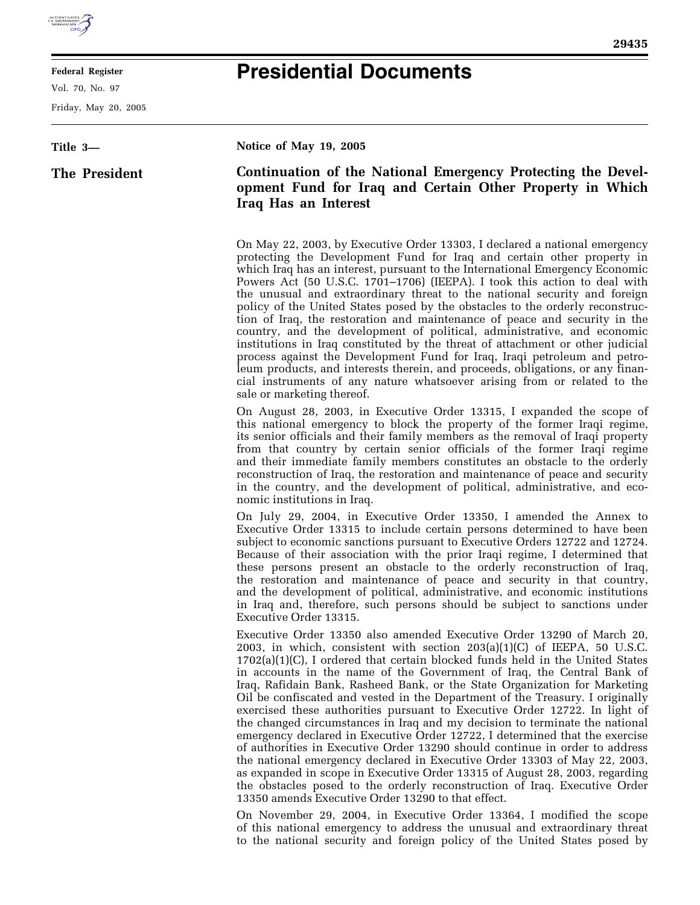# Presidential Documents

**Title 3—**

**The President**

**Notice of May 19, 2005**

## Continuation of the National Emergency Protecting the Development Fund for Iraq and Certain Other Property in Which Iraq Has an Interest

On May 22, 2003, by Executive Order 13303, I declared a national emergency protecting the Development Fund for Iraq and certain other property in which Iraq has an interest, pursuant to the International Emergency Economic Powers Act (50 U.S.C. 1701–1706) (IEEPA). I took this action to deal with the unusual and extraordinary threat to the national security and foreign policy of the United States posed by the obstacles to the orderly reconstruction of Iraq, the restoration and maintenance of peace and security in the country, and the development of political, administrative, and economic institutions in Iraq constituted by the threat of attachment or other judicial process against the Development Fund for Iraq, Iraqi petroleum and petroleum products, and interests therein, and proceeds, obligations, or any financial instruments of any nature whatsoever arising from or related to the sale or marketing thereof.

On August 28, 2003, in Executive Order 13315, I expanded the scope of this national emergency to block the property of the former Iraqi regime, its senior officials and their family members as the removal of Iraqi property from that country by certain senior officials of the former Iraqi regime and their immediate family members constitutes an obstacle to the orderly reconstruction of Iraq, the restoration and maintenance of peace and security in the country, and the development of political, administrative, and economic institutions in Iraq.

On July 29, 2004, in Executive Order 13350, I amended the Annex to Executive Order 13315 to include certain persons determined to have been subject to economic sanctions pursuant to Executive Orders 12722 and 12724. Because of their association with the prior Iraqi regime, I determined that these persons present an obstacle to the orderly reconstruction of Iraq, the restoration and maintenance of peace and security in that country, and the development of political, administrative, and economic institutions in Iraq and, therefore, such persons should be subject to sanctions under Executive Order 13315.

Executive Order 13350 also amended Executive Order 13290 of March 20, 2003, in which, consistent with section 203(a)(1)(C) of IEEPA, 50 U.S.C. 1702(a)(1)(C), I ordered that certain blocked funds held in the United States in accounts in the name of the Government of Iraq, the Central Bank of Iraq, Rafidain Bank, Rasheed Bank, or the State Organization for Marketing Oil be confiscated and vested in the Department of the Treasury. I originally exercised these authorities pursuant to Executive Order 12722. In light of the changed circumstances in Iraq and my decision to terminate the national emergency declared in Executive Order 12722, I determined that the exercise of authorities in Executive Order 13290 should continue in order to address the national emergency declared in Executive Order 13303 of May 22, 2003, as expanded in scope in Executive Order 13315 of August 28, 2003, regarding the obstacles posed to the orderly reconstruction of Iraq. Executive Order 13350 amends Executive Order 13290 to that effect.

On November 29, 2004, in Executive Order 13364, I modified the scope of this national emergency to address the unusual and extraordinary threat to the national security and foreign policy of the United States posed by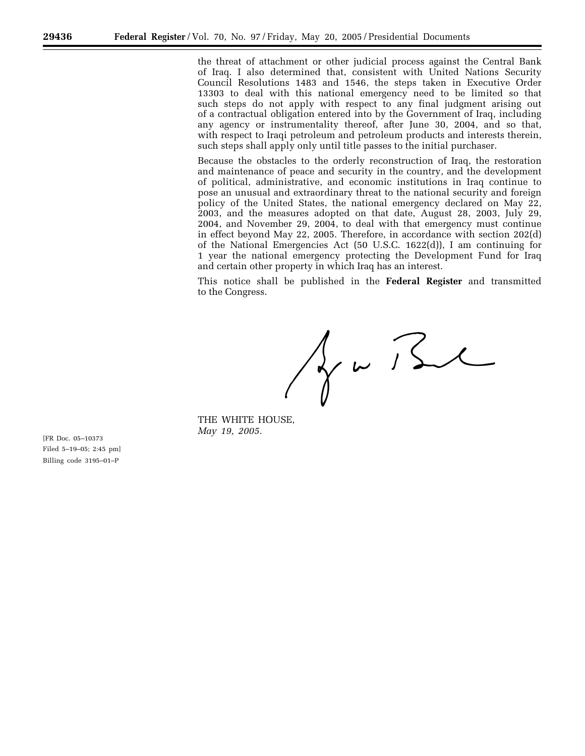the threat of attachment or other judicial process against the Central Bank of Iraq. I also determined that, consistent with United Nations Security Council Resolutions 1483 and 1546, the steps taken in Executive Order 13303 to deal with this national emergency need to be limited so that such steps do not apply with respect to any final judgment arising out of a contractual obligation entered into by the Government of Iraq, including any agency or instrumentality thereof, after June 30, 2004, and so that, with respect to Iraqi petroleum and petroleum products and interests therein, such steps shall apply only until title passes to the initial purchaser.

Because the obstacles to the orderly reconstruction of Iraq, the restoration and maintenance of peace and security in the country, and the development of political, administrative, and economic institutions in Iraq continue to pose an unusual and extraordinary threat to the national security and foreign policy of the United States, the national emergency declared on May 22, 2003, and the measures adopted on that date, August 28, 2003, July 29, 2004, and November 29, 2004, to deal with that emergency must continue in effect beyond May 22, 2005. Therefore, in accordance with section 202(d) of the National Emergencies Act (50 U.S.C. 1622(d)), I am continuing for 1 year the national emergency protecting the Development Fund for Iraq and certain other property in which Iraq has an interest.

This notice shall be published in the **Federal Register** and transmitted to the Congress.

THE WHITE HOUSE,
*May 19, 2005.*

[FR Doc. 05–10373
Filed 5–19–05; 2:45 pm]
Billing code 3195–01–P